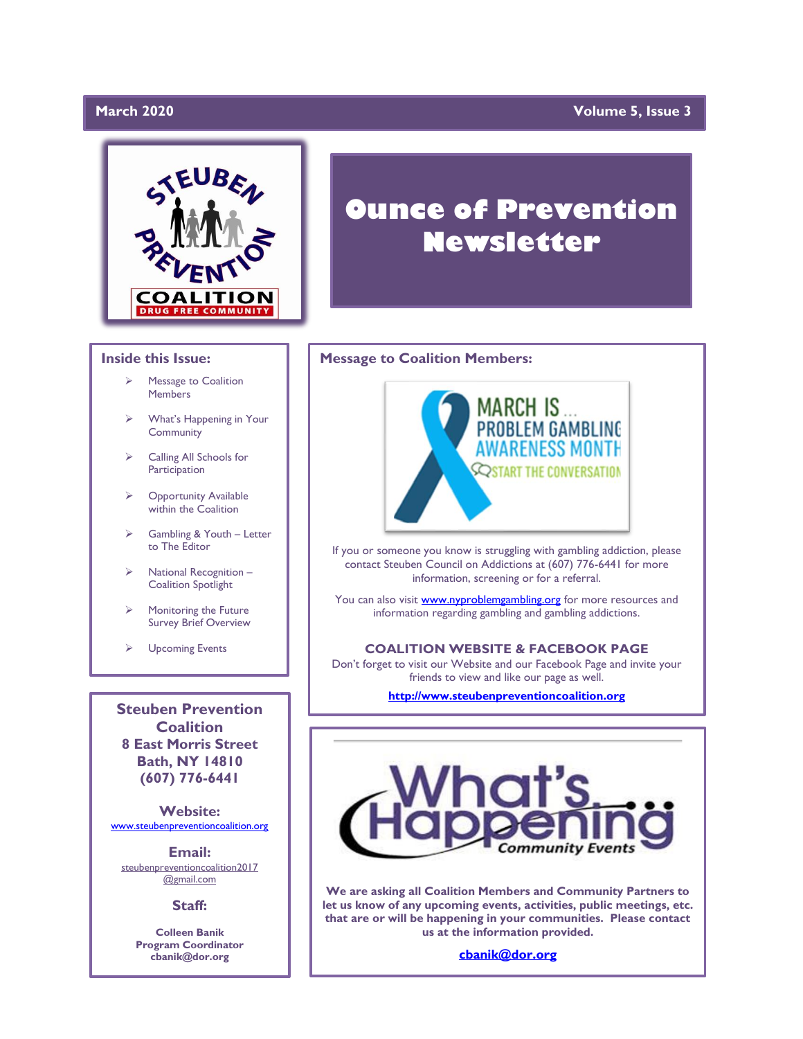March 2020 | Volume 5, Issue 3

# Ounce of Prevention Newsletter

## Inside this Issue:

- Message to Coalition Members
- What's Happening in Your Community
- Calling All Schools for Participation
- Opportunity Available within the Coalition
- Gambling & Youth – Letter to The Editor
- National Recognition – Coalition Spotlight
- Monitoring the Future Survey Brief Overview
- Upcoming Events

**Steuben Prevention Coalition**
**8 East Morris Street**
**Bath, NY 14810**
**(607) 776-6441**

**Website:**
www.steubenpreventioncoalition.org

**Email:**
steubenpreventioncoalition2017@gmail.com

**Staff:**

**Colleen Banik**
**Program Coordinator**
**cbanik@dor.org**

## Message to Coalition Members:

MARCH IS ... PROBLEM GAMBLING AWARENESS MONTH
START THE CONVERSATION

If you or someone you know is struggling with gambling addiction, please contact Steuben Council on Addictions at (607) 776-6441 for more information, screening or for a referral.

You can also visit www.nyproblemgambling.org for more resources and information regarding gambling and gambling addictions.

### COALITION WEBSITE & FACEBOOK PAGE

Don't forget to visit our Website and our Facebook Page and invite your friends to view and like our page as well.

**http://www.steubenpreventioncoalition.org**

## What's Happening Community Events

**We are asking all Coalition Members and Community Partners to let us know of any upcoming events, activities, public meetings, etc. that are or will be happening in your communities. Please contact us at the information provided.**

**cbanik@dor.org**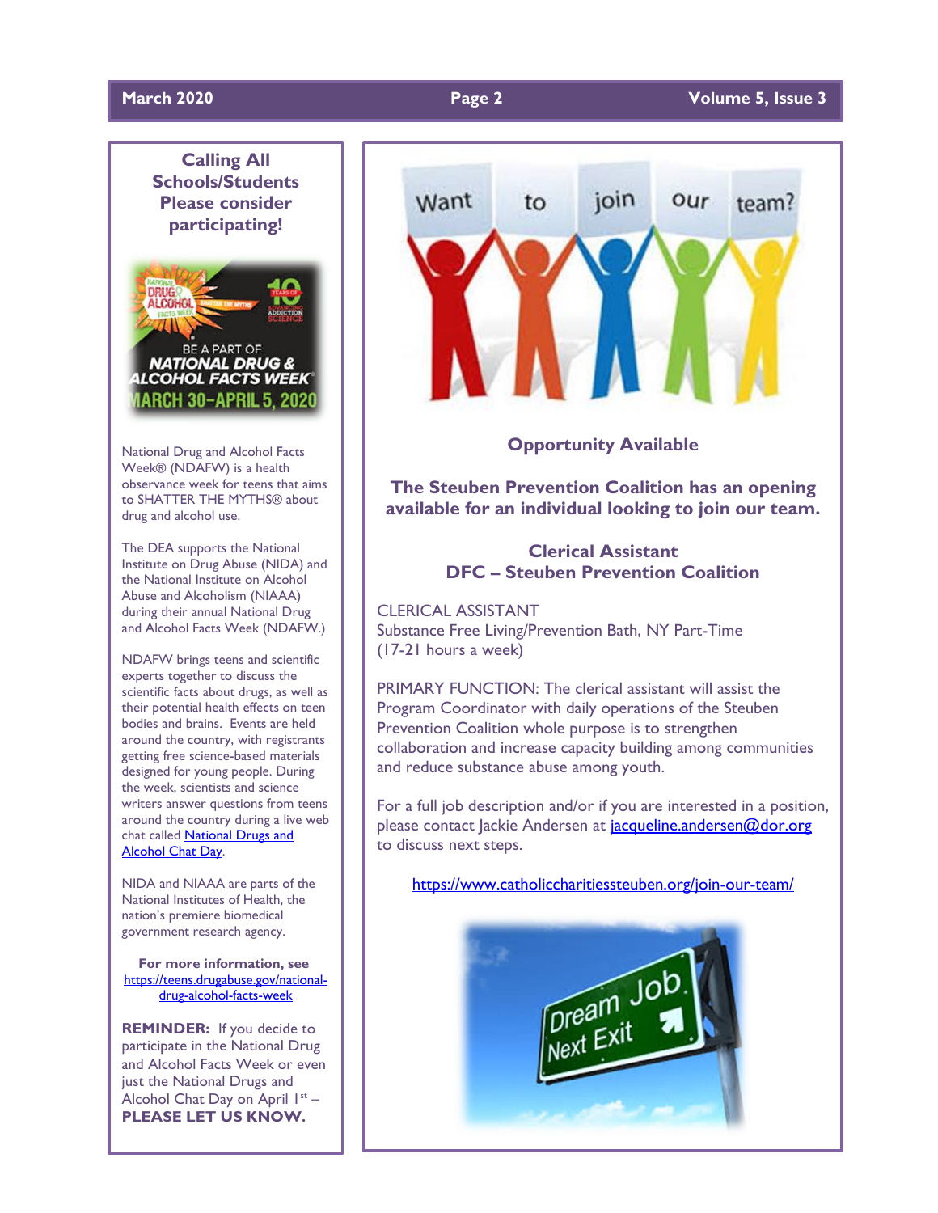## Calling All Schools/Students Please consider participating!

National Drug and Alcohol Facts Week® (NDAFW) is a health observance week for teens that aims to SHATTER THE MYTHS® about drug and alcohol use.

The DEA supports the National Institute on Drug Abuse (NIDA) and the National Institute on Alcohol Abuse and Alcoholism (NIAAA) during their annual National Drug and Alcohol Facts Week (NDAFW.)

NDAFW brings teens and scientific experts together to discuss the scientific facts about drugs, as well as their potential health effects on teen bodies and brains. Events are held around the country, with registrants getting free science-based materials designed for young people. During the week, scientists and science writers answer questions from teens around the country during a live web chat called National Drugs and Alcohol Chat Day.

NIDA and NIAAA are parts of the National Institutes of Health, the nation's premiere biomedical government research agency.

**For more information, see** https://teens.drugabuse.gov/national-drug-alcohol-facts-week

**REMINDER:** If you decide to participate in the National Drug and Alcohol Facts Week or even just the National Drugs and Alcohol Chat Day on April 1st – **PLEASE LET US KNOW.**

## Opportunity Available

**The Steuben Prevention Coalition has an opening available for an individual looking to join our team.**

### Clerical Assistant
### DFC – Steuben Prevention Coalition

CLERICAL ASSISTANT
Substance Free Living/Prevention Bath, NY Part-Time
(17-21 hours a week)

PRIMARY FUNCTION: The clerical assistant will assist the Program Coordinator with daily operations of the Steuben Prevention Coalition whole purpose is to strengthen collaboration and increase capacity building among communities and reduce substance abuse among youth.

For a full job description and/or if you are interested in a position, please contact Jackie Andersen at jacqueline.andersen@dor.org to discuss next steps.

https://www.catholiccharitiessteuben.org/join-our-team/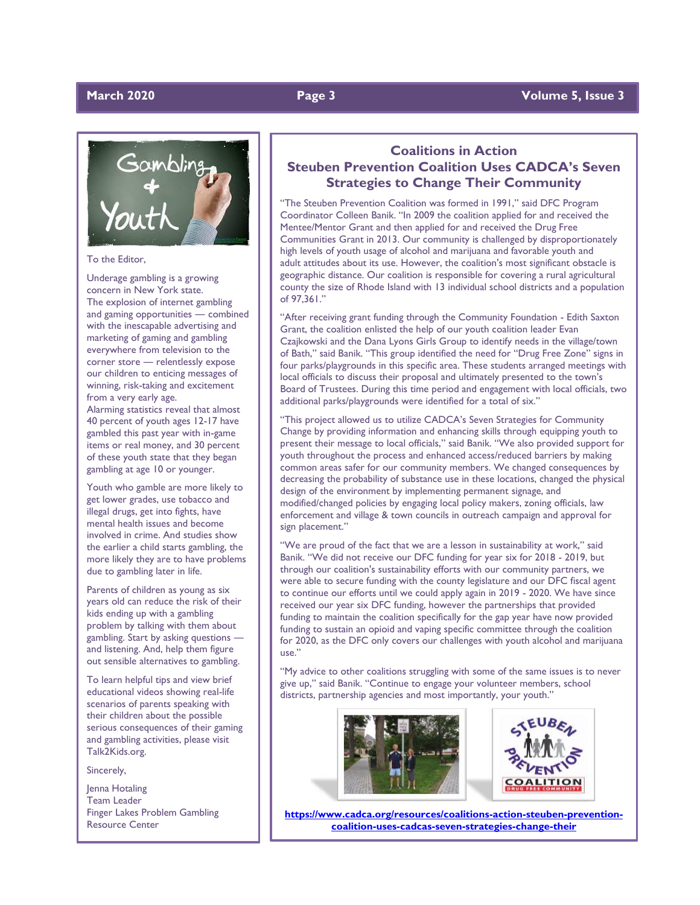To the Editor,

Underage gambling is a growing concern in New York state. The explosion of internet gambling and gaming opportunities — combined with the inescapable advertising and marketing of gaming and gambling everywhere from television to the corner store — relentlessly expose our children to enticing messages of winning, risk-taking and excitement from a very early age. Alarming statistics reveal that almost 40 percent of youth ages 12-17 have gambled this past year with in-game items or real money, and 30 percent of these youth state that they began gambling at age 10 or younger.

Youth who gamble are more likely to get lower grades, use tobacco and illegal drugs, get into fights, have mental health issues and become involved in crime. And studies show the earlier a child starts gambling, the more likely they are to have problems due to gambling later in life.

Parents of children as young as six years old can reduce the risk of their kids ending up with a gambling problem by talking with them about gambling. Start by asking questions — and listening. And, help them figure out sensible alternatives to gambling.

To learn helpful tips and view brief educational videos showing real-life scenarios of parents speaking with their children about the possible serious consequences of their gaming and gambling activities, please visit Talk2Kids.org.

Sincerely,

Jenna Hotaling
Team Leader
Finger Lakes Problem Gambling Resource Center

## Coalitions in Action
## Steuben Prevention Coalition Uses CADCA's Seven Strategies to Change Their Community

"The Steuben Prevention Coalition was formed in 1991," said DFC Program Coordinator Colleen Banik. "In 2009 the coalition applied for and received the Mentee/Mentor Grant and then applied for and received the Drug Free Communities Grant in 2013. Our community is challenged by disproportionately high levels of youth usage of alcohol and marijuana and favorable youth and adult attitudes about its use. However, the coalition's most significant obstacle is geographic distance. Our coalition is responsible for covering a rural agricultural county the size of Rhode Island with 13 individual school districts and a population of 97,361."

"After receiving grant funding through the Community Foundation - Edith Saxton Grant, the coalition enlisted the help of our youth coalition leader Evan Czajkowski and the Dana Lyons Girls Group to identify needs in the village/town of Bath," said Banik. "This group identified the need for "Drug Free Zone" signs in four parks/playgrounds in this specific area. These students arranged meetings with local officials to discuss their proposal and ultimately presented to the town's Board of Trustees. During this time period and engagement with local officials, two additional parks/playgrounds were identified for a total of six."

"This project allowed us to utilize CADCA's Seven Strategies for Community Change by providing information and enhancing skills through equipping youth to present their message to local officials," said Banik. "We also provided support for youth throughout the process and enhanced access/reduced barriers by making common areas safer for our community members. We changed consequences by decreasing the probability of substance use in these locations, changed the physical design of the environment by implementing permanent signage, and modified/changed policies by engaging local policy makers, zoning officials, law enforcement and village & town councils in outreach campaign and approval for sign placement."

"We are proud of the fact that we are a lesson in sustainability at work," said Banik. "We did not receive our DFC funding for year six for 2018 - 2019, but through our coalition's sustainability efforts with our community partners, we were able to secure funding with the county legislature and our DFC fiscal agent to continue our efforts until we could apply again in 2019 - 2020. We have since received our year six DFC funding, however the partnerships that provided funding to maintain the coalition specifically for the gap year have now provided funding to sustain an opioid and vaping specific committee through the coalition for 2020, as the DFC only covers our challenges with youth alcohol and marijuana use."

"My advice to other coalitions struggling with some of the same issues is to never give up," said Banik. "Continue to engage your volunteer members, school districts, partnership agencies and most importantly, your youth."

https://www.cadca.org/resources/coalitions-action-steuben-prevention-coalition-uses-cadcas-seven-strategies-change-their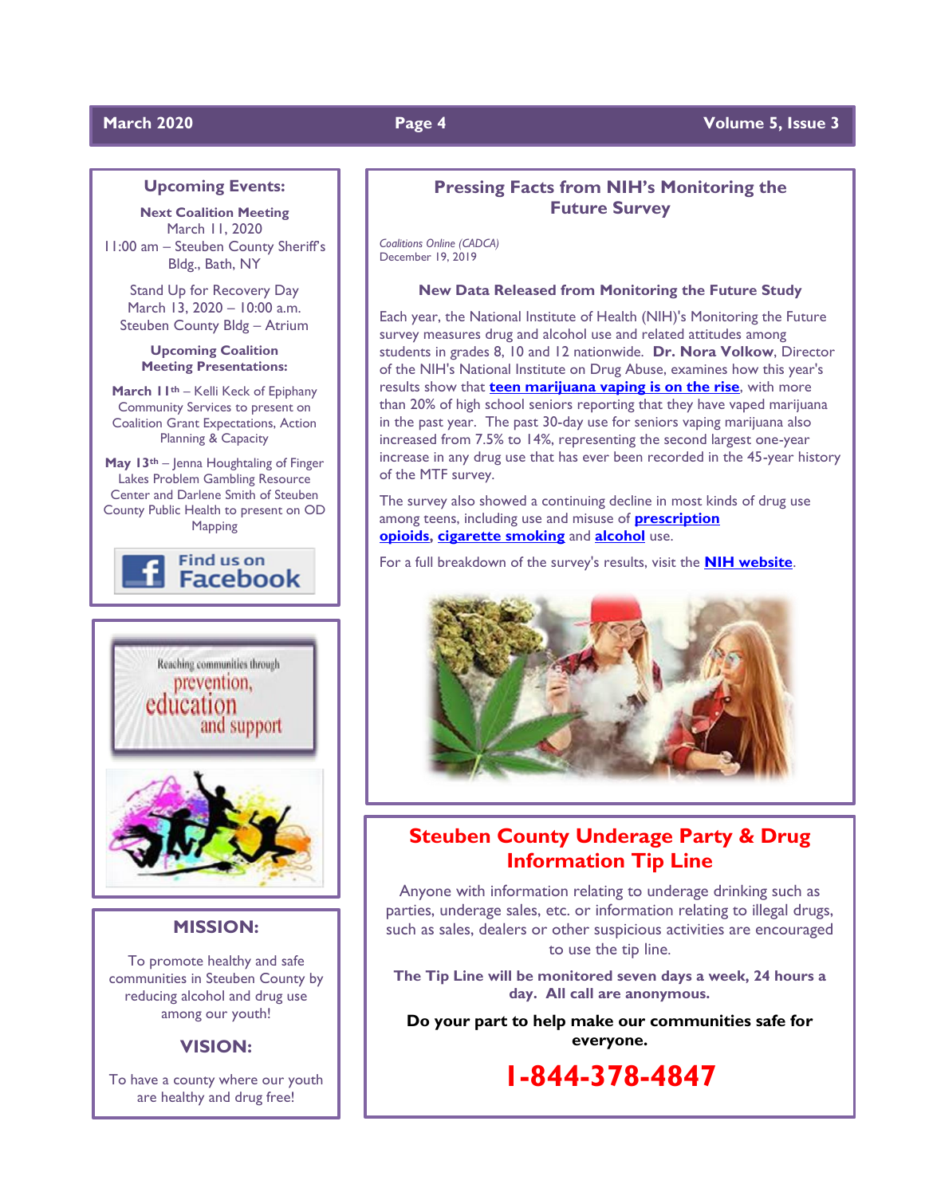## Upcoming Events:

**Next Coalition Meeting**
March 11, 2020
11:00 am – Steuben County Sheriff's Bldg., Bath, NY

Stand Up for Recovery Day
March 13, 2020 – 10:00 a.m.
Steuben County Bldg – Atrium

**Upcoming Coalition Meeting Presentations:**

**March 11th** – Kelli Keck of Epiphany Community Services to present on Coalition Grant Expectations, Action Planning & Capacity

**May 13th** – Jenna Houghtaling of Finger Lakes Problem Gambling Resource Center and Darlene Smith of Steuben County Public Health to present on OD Mapping

Find us on Facebook

Reaching communities through prevention, education and support

## MISSION:

To promote healthy and safe communities in Steuben County by reducing alcohol and drug use among our youth!

## VISION:

To have a county where our youth are healthy and drug free!

## Pressing Facts from NIH's Monitoring the Future Survey

*Coalitions Online (CADCA)*
December 19, 2019

### New Data Released from Monitoring the Future Study

Each year, the National Institute of Health (NIH)'s Monitoring the Future survey measures drug and alcohol use and related attitudes among students in grades 8, 10 and 12 nationwide. **Dr. Nora Volkow**, Director of the NIH's National Institute on Drug Abuse, examines how this year's results show that **teen marijuana vaping is on the rise**, with more than 20% of high school seniors reporting that they have vaped marijuana in the past year. The past 30-day use for seniors vaping marijuana also increased from 7.5% to 14%, representing the second largest one-year increase in any drug use that has ever been recorded in the 45-year history of the MTF survey.

The survey also showed a continuing decline in most kinds of drug use among teens, including use and misuse of **prescription opioids**, **cigarette smoking** and **alcohol** use.

For a full breakdown of the survey's results, visit the **NIH website**.

## Steuben County Underage Party & Drug Information Tip Line

Anyone with information relating to underage drinking such as parties, underage sales, etc. or information relating to illegal drugs, such as sales, dealers or other suspicious activities are encouraged to use the tip line.

**The Tip Line will be monitored seven days a week, 24 hours a day. All call are anonymous.**

**Do your part to help make our communities safe for everyone.**

# 1-844-378-4847